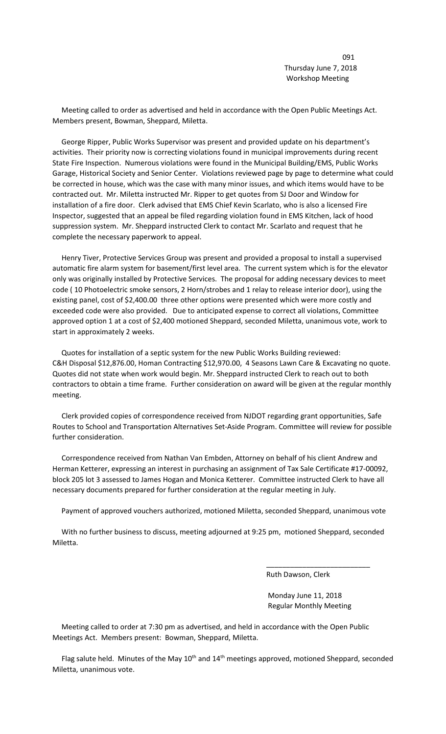Thursday June 7, 2018
Workshop Meeting

Meeting called to order as advertised and held in accordance with the Open Public Meetings Act. Members present, Bowman, Sheppard, Miletta.

George Ripper, Public Works Supervisor was present and provided update on his department's activities. Their priority now is correcting violations found in municipal improvements during recent State Fire Inspection. Numerous violations were found in the Municipal Building/EMS, Public Works Garage, Historical Society and Senior Center. Violations reviewed page by page to determine what could be corrected in house, which was the case with many minor issues, and which items would have to be contracted out. Mr. Miletta instructed Mr. Ripper to get quotes from SJ Door and Window for installation of a fire door. Clerk advised that EMS Chief Kevin Scarlato, who is also a licensed Fire Inspector, suggested that an appeal be filed regarding violation found in EMS Kitchen, lack of hood suppression system. Mr. Sheppard instructed Clerk to contact Mr. Scarlato and request that he complete the necessary paperwork to appeal.

Henry Tiver, Protective Services Group was present and provided a proposal to install a supervised automatic fire alarm system for basement/first level area. The current system which is for the elevator only was originally installed by Protective Services. The proposal for adding necessary devices to meet code ( 10 Photoelectric smoke sensors, 2 Horn/strobes and 1 relay to release interior door), using the existing panel, cost of $2,400.00 three other options were presented which were more costly and exceeded code were also provided. Due to anticipated expense to correct all violations, Committee approved option 1 at a cost of $2,400 motioned Sheppard, seconded Miletta, unanimous vote, work to start in approximately 2 weeks.

Quotes for installation of a septic system for the new Public Works Building reviewed: C&H Disposal $12,876.00, Homan Contracting $12,970.00, 4 Seasons Lawn Care & Excavating no quote. Quotes did not state when work would begin. Mr. Sheppard instructed Clerk to reach out to both contractors to obtain a time frame. Further consideration on award will be given at the regular monthly meeting.

Clerk provided copies of correspondence received from NJDOT regarding grant opportunities, Safe Routes to School and Transportation Alternatives Set-Aside Program. Committee will review for possible further consideration.

Correspondence received from Nathan Van Embden, Attorney on behalf of his client Andrew and Herman Ketterer, expressing an interest in purchasing an assignment of Tax Sale Certificate #17-00092, block 205 lot 3 assessed to James Hogan and Monica Ketterer. Committee instructed Clerk to have all necessary documents prepared for further consideration at the regular meeting in July.

Payment of approved vouchers authorized, motioned Miletta, seconded Sheppard, unanimous vote

With no further business to discuss, meeting adjourned at 9:25 pm, motioned Sheppard, seconded Miletta.

\_\_\_\_\_\_\_\_\_\_\_\_\_\_\_\_\_\_\_\_\_\_\_\_\_\_

Ruth Dawson, Clerk

Monday June 11, 2018
Regular Monthly Meeting

Meeting called to order at 7:30 pm as advertised, and held in accordance with the Open Public Meetings Act. Members present: Bowman, Sheppard, Miletta.

Flag salute held. Minutes of the May 10th and 14th meetings approved, motioned Sheppard, seconded Miletta, unanimous vote.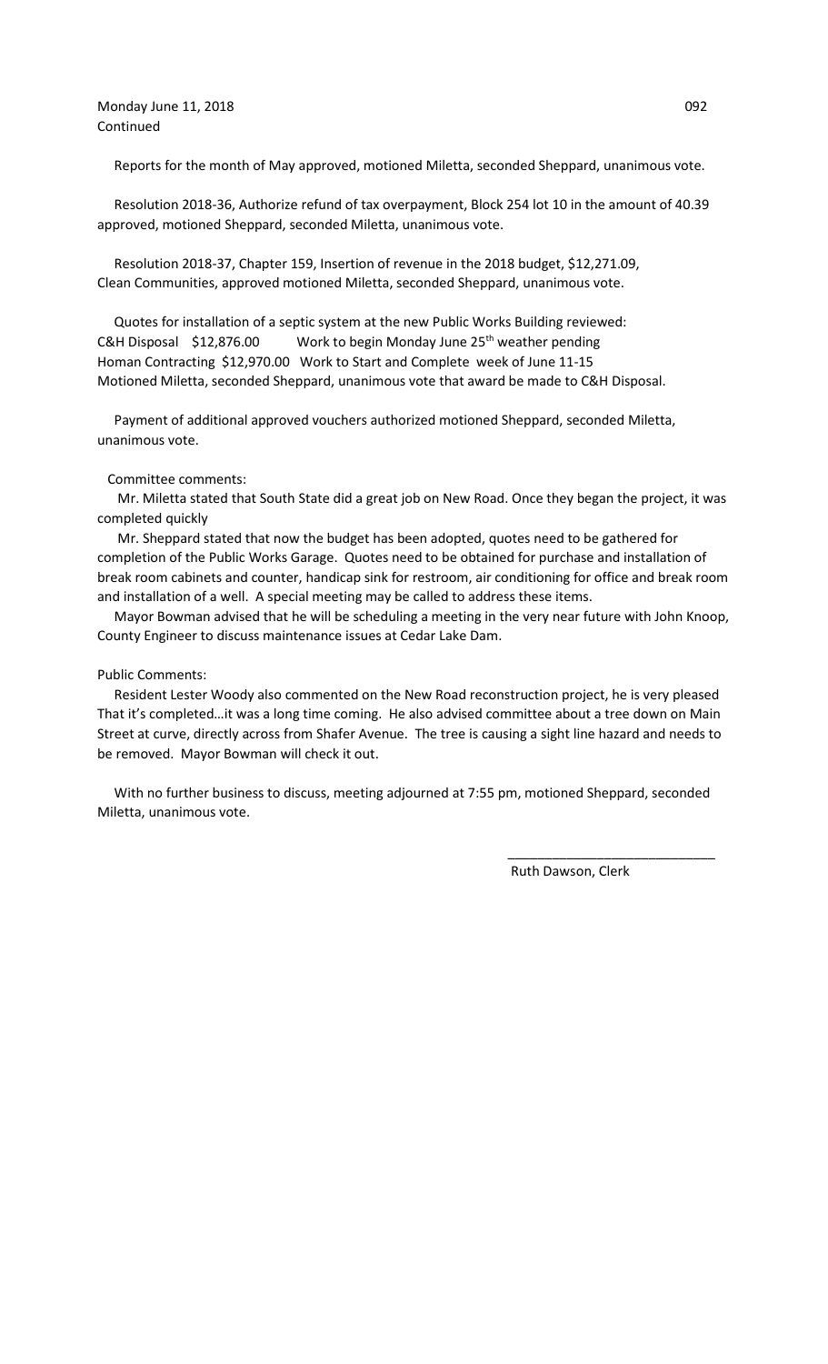Monday June 11, 2018
Continued

Reports for the month of May approved, motioned Miletta, seconded Sheppard, unanimous vote.

Resolution 2018-36, Authorize refund of tax overpayment, Block 254 lot 10 in the amount of 40.39 approved, motioned Sheppard, seconded Miletta, unanimous vote.

Resolution 2018-37, Chapter 159, Insertion of revenue in the 2018 budget, $12,271.09, Clean Communities, approved motioned Miletta, seconded Sheppard, unanimous vote.

Quotes for installation of a septic system at the new Public Works Building reviewed:
C&H Disposal $12,876.00 Work to begin Monday June 25th weather pending
Homan Contracting $12,970.00 Work to Start and Complete week of June 11-15
Motioned Miletta, seconded Sheppard, unanimous vote that award be made to C&H Disposal.

Payment of additional approved vouchers authorized motioned Sheppard, seconded Miletta, unanimous vote.

Committee comments:

Mr. Miletta stated that South State did a great job on New Road. Once they began the project, it was completed quickly

Mr. Sheppard stated that now the budget has been adopted, quotes need to be gathered for completion of the Public Works Garage. Quotes need to be obtained for purchase and installation of break room cabinets and counter, handicap sink for restroom, air conditioning for office and break room and installation of a well. A special meeting may be called to address these items.

Mayor Bowman advised that he will be scheduling a meeting in the very near future with John Knoop, County Engineer to discuss maintenance issues at Cedar Lake Dam.

Public Comments:

Resident Lester Woody also commented on the New Road reconstruction project, he is very pleased That it's completed…it was a long time coming. He also advised committee about a tree down on Main Street at curve, directly across from Shafer Avenue. The tree is causing a sight line hazard and needs to be removed. Mayor Bowman will check it out.

With no further business to discuss, meeting adjourned at 7:55 pm, motioned Sheppard, seconded Miletta, unanimous vote.

\_\_\_\_\_\_\_\_\_\_\_\_\_\_\_\_\_\_\_\_\_\_\_\_\_\_\_\_

Ruth Dawson, Clerk